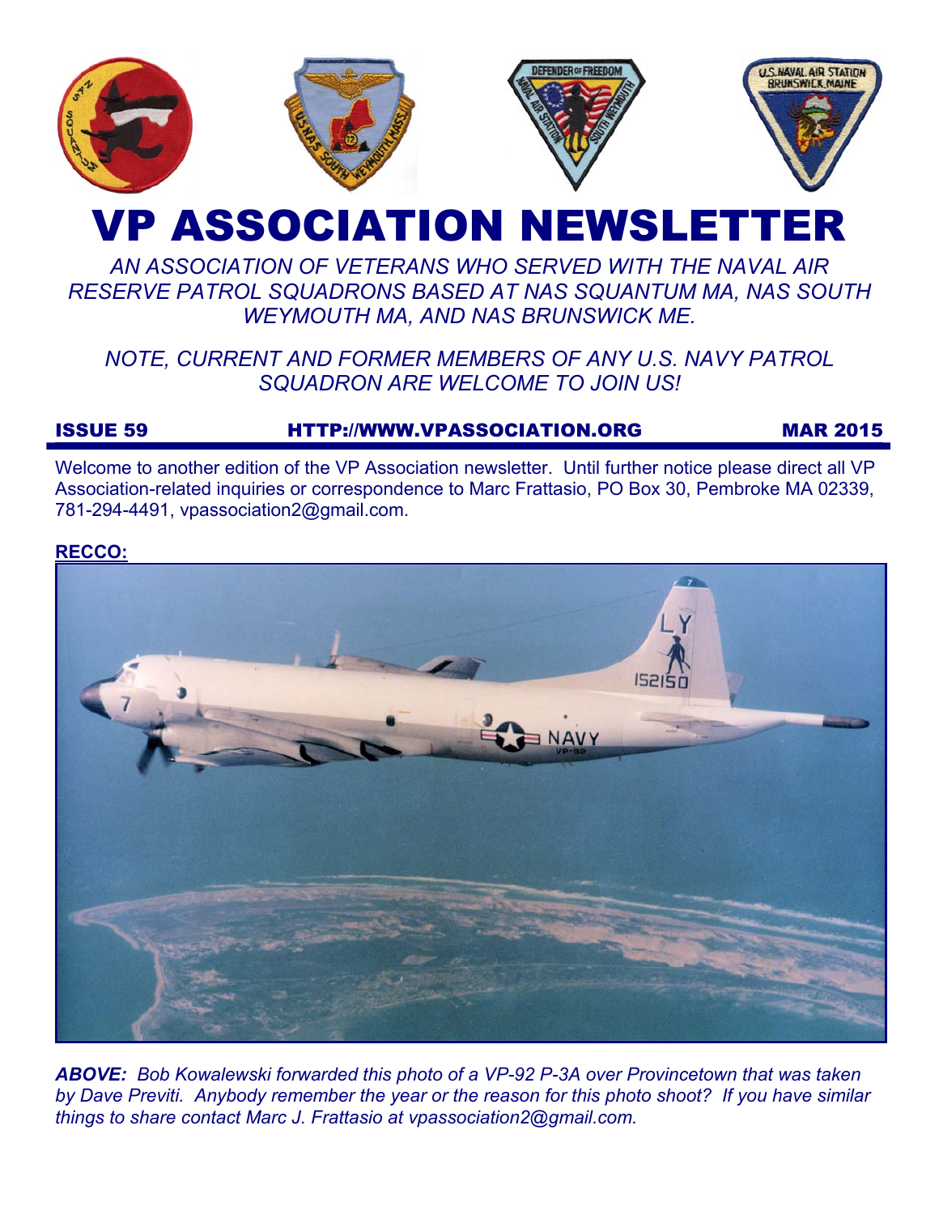# VP ASSOCIATION NEWSLETTER

*AN ASSOCIATION OF VETERANS WHO SERVED WITH THE NAVAL AIR RESERVE PATROL SQUADRONS BASED AT NAS SQUANTUM MA, NAS SOUTH WEYMOUTH MA, AND NAS BRUNSWICK ME.*

*NOTE, CURRENT AND FORMER MEMBERS OF ANY U.S. NAVY PATROL SQUADRON ARE WELCOME TO JOIN US!*

**ISSUE 59** | **HTTP://WWW.VPASSOCIATION.ORG** | **MAR 2015**

Welcome to another edition of the VP Association newsletter. Until further notice please direct all VP Association-related inquiries or correspondence to Marc Frattasio, PO Box 30, Pembroke MA 02339, 781-294-4491, vpassociation2@gmail.com.

## RECCO:

***ABOVE:** Bob Kowalewski forwarded this photo of a VP-92 P-3A over Provincetown that was taken by Dave Previti. Anybody remember the year or the reason for this photo shoot? If you have similar things to share contact Marc J. Frattasio at vpassociation2@gmail.com.*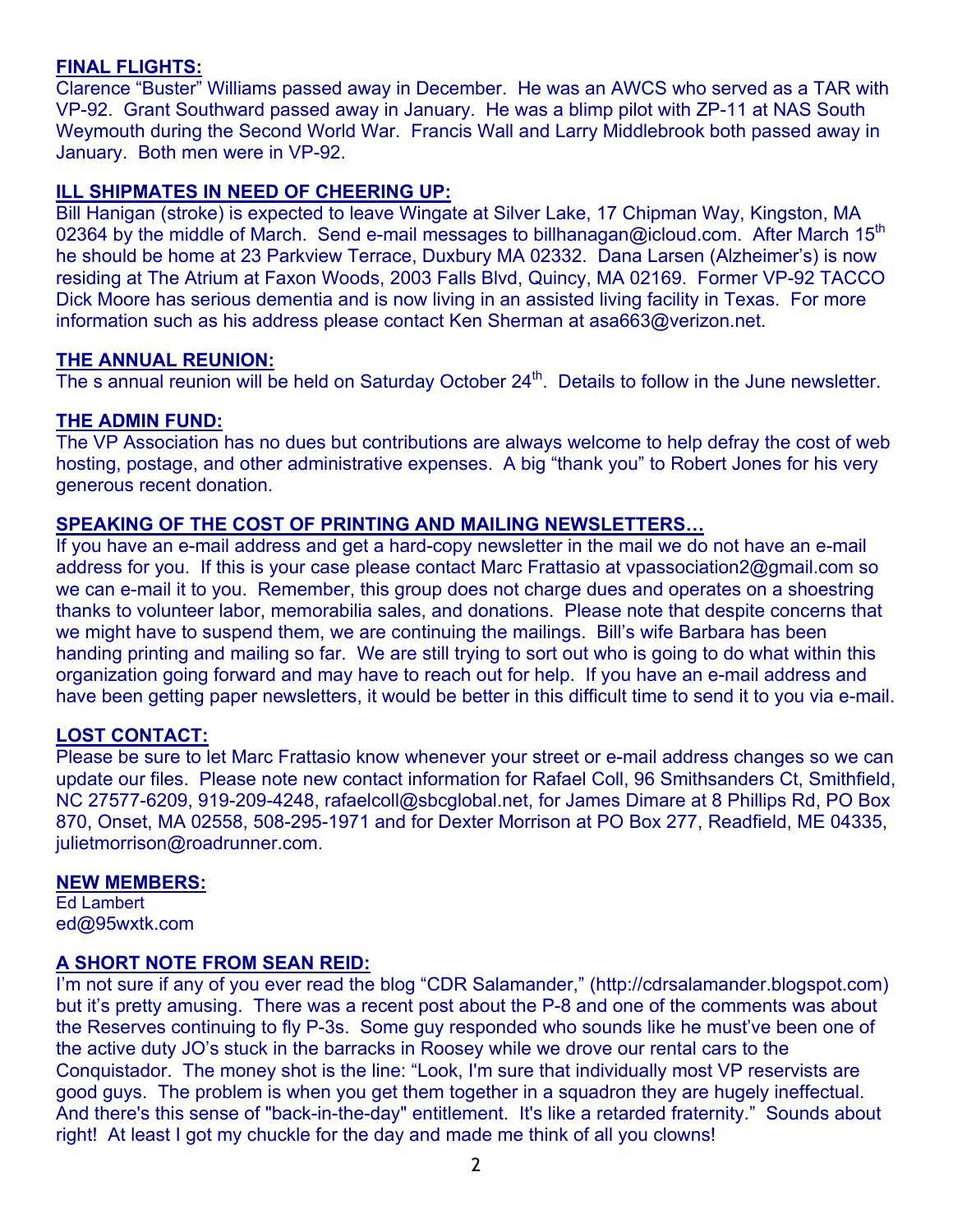**FINAL FLIGHTS:**

Clarence "Buster" Williams passed away in December. He was an AWCS who served as a TAR with VP-92. Grant Southward passed away in January. He was a blimp pilot with ZP-11 at NAS South Weymouth during the Second World War. Francis Wall and Larry Middlebrook both passed away in January. Both men were in VP-92.

**ILL SHIPMATES IN NEED OF CHEERING UP:**

Bill Hanigan (stroke) is expected to leave Wingate at Silver Lake, 17 Chipman Way, Kingston, MA 02364 by the middle of March. Send e-mail messages to billhanagan@icloud.com. After March 15th he should be home at 23 Parkview Terrace, Duxbury MA 02332. Dana Larsen (Alzheimer's) is now residing at The Atrium at Faxon Woods, 2003 Falls Blvd, Quincy, MA 02169. Former VP-92 TACCO Dick Moore has serious dementia and is now living in an assisted living facility in Texas. For more information such as his address please contact Ken Sherman at asa663@verizon.net.

**THE ANNUAL REUNION:**

The s annual reunion will be held on Saturday October 24th. Details to follow in the June newsletter.

**THE ADMIN FUND:**

The VP Association has no dues but contributions are always welcome to help defray the cost of web hosting, postage, and other administrative expenses. A big "thank you" to Robert Jones for his very generous recent donation.

**SPEAKING OF THE COST OF PRINTING AND MAILING NEWSLETTERS…**

If you have an e-mail address and get a hard-copy newsletter in the mail we do not have an e-mail address for you. If this is your case please contact Marc Frattasio at vpassociation2@gmail.com so we can e-mail it to you. Remember, this group does not charge dues and operates on a shoestring thanks to volunteer labor, memorabilia sales, and donations. Please note that despite concerns that we might have to suspend them, we are continuing the mailings. Bill's wife Barbara has been handing printing and mailing so far. We are still trying to sort out who is going to do what within this organization going forward and may have to reach out for help. If you have an e-mail address and have been getting paper newsletters, it would be better in this difficult time to send it to you via e-mail.

**LOST CONTACT:**

Please be sure to let Marc Frattasio know whenever your street or e-mail address changes so we can update our files. Please note new contact information for Rafael Coll, 96 Smithsanders Ct, Smithfield, NC 27577-6209, 919-209-4248, rafaelcoll@sbcglobal.net, for James Dimare at 8 Phillips Rd, PO Box 870, Onset, MA 02558, 508-295-1971 and for Dexter Morrison at PO Box 277, Readfield, ME 04335, julietmorrison@roadrunner.com.

**NEW MEMBERS:**

Ed Lambert
ed@95wxtk.com

**A SHORT NOTE FROM SEAN REID:**

I'm not sure if any of you ever read the blog "CDR Salamander," (http://cdrsalamander.blogspot.com) but it's pretty amusing. There was a recent post about the P-8 and one of the comments was about the Reserves continuing to fly P-3s. Some guy responded who sounds like he must've been one of the active duty JO's stuck in the barracks in Roosey while we drove our rental cars to the Conquistador. The money shot is the line: "Look, I'm sure that individually most VP reservists are good guys. The problem is when you get them together in a squadron they are hugely ineffectual. And there's this sense of "back-in-the-day" entitlement. It's like a retarded fraternity." Sounds about right! At least I got my chuckle for the day and made me think of all you clowns!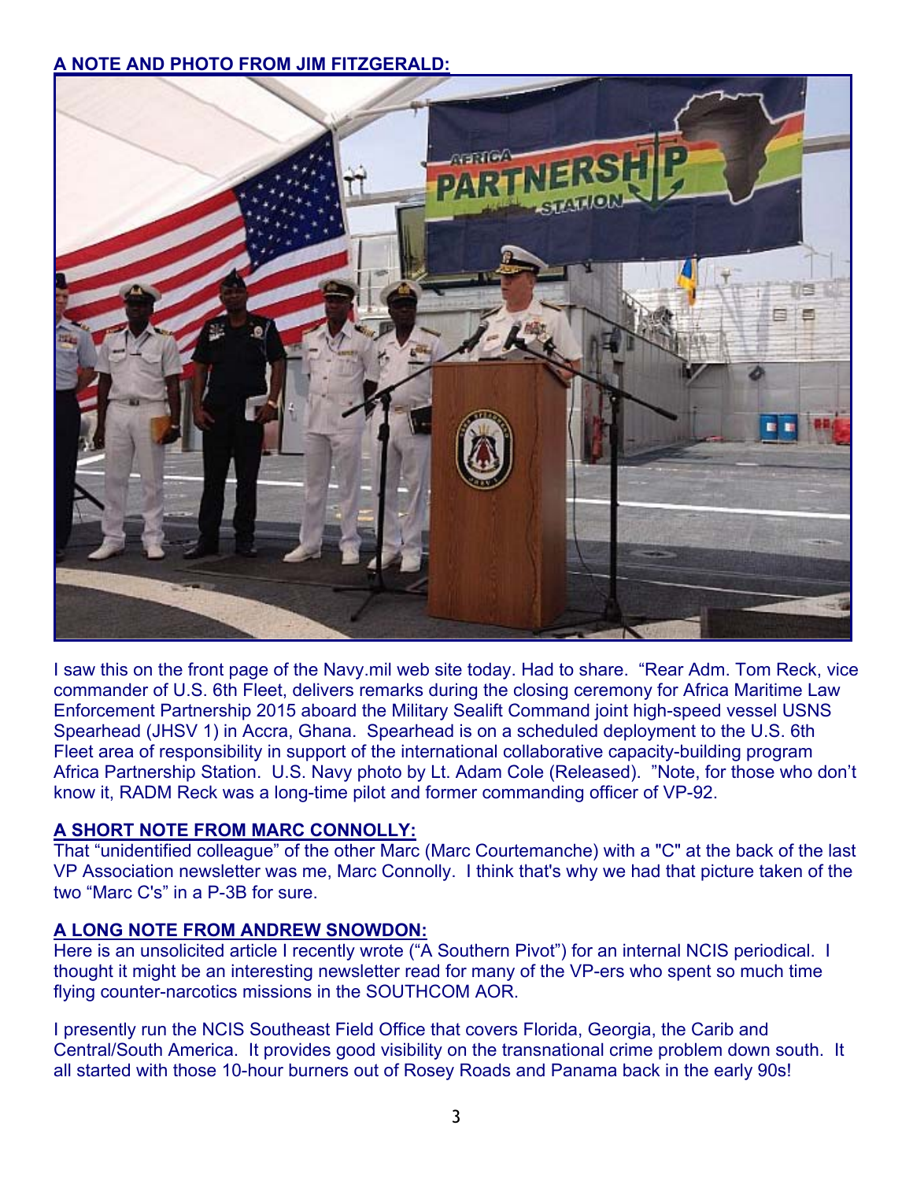**A NOTE AND PHOTO FROM JIM FITZGERALD:**

I saw this on the front page of the Navy.mil web site today. Had to share. "Rear Adm. Tom Reck, vice commander of U.S. 6th Fleet, delivers remarks during the closing ceremony for Africa Maritime Law Enforcement Partnership 2015 aboard the Military Sealift Command joint high-speed vessel USNS Spearhead (JHSV 1) in Accra, Ghana. Spearhead is on a scheduled deployment to the U.S. 6th Fleet area of responsibility in support of the international collaborative capacity-building program Africa Partnership Station. U.S. Navy photo by Lt. Adam Cole (Released). "Note, for those who don't know it, RADM Reck was a long-time pilot and former commanding officer of VP-92.

**A SHORT NOTE FROM MARC CONNOLLY:**

That "unidentified colleague" of the other Marc (Marc Courtemanche) with a "C" at the back of the last VP Association newsletter was me, Marc Connolly. I think that's why we had that picture taken of the two "Marc C's" in a P-3B for sure.

**A LONG NOTE FROM ANDREW SNOWDON:**

Here is an unsolicited article I recently wrote ("A Southern Pivot") for an internal NCIS periodical. I thought it might be an interesting newsletter read for many of the VP-ers who spent so much time flying counter-narcotics missions in the SOUTHCOM AOR.

I presently run the NCIS Southeast Field Office that covers Florida, Georgia, the Carib and Central/South America. It provides good visibility on the transnational crime problem down south. It all started with those 10-hour burners out of Rosey Roads and Panama back in the early 90s!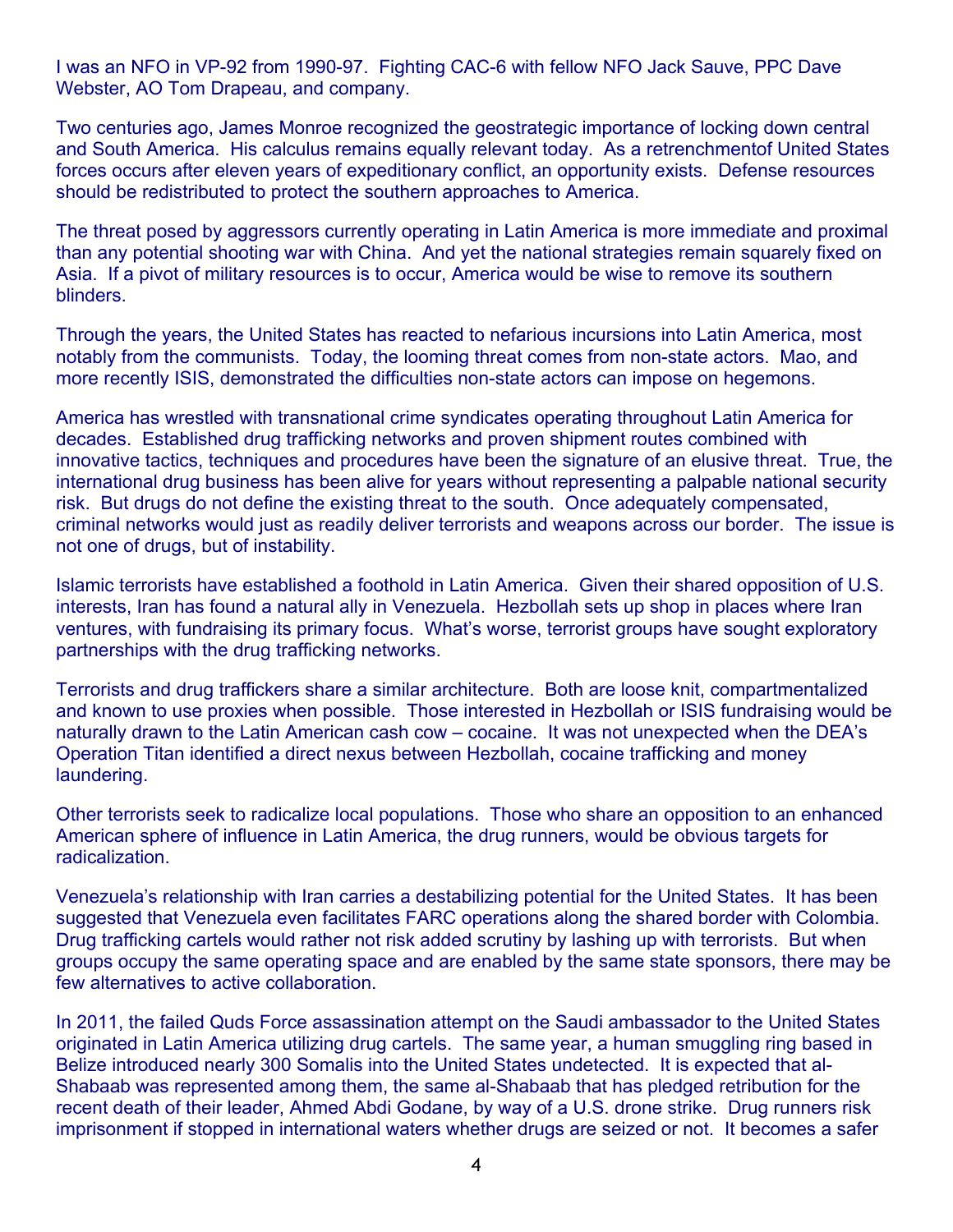I was an NFO in VP-92 from 1990-97. Fighting CAC-6 with fellow NFO Jack Sauve, PPC Dave Webster, AO Tom Drapeau, and company.

Two centuries ago, James Monroe recognized the geostrategic importance of locking down central and South America. His calculus remains equally relevant today. As a retrenchmentof United States forces occurs after eleven years of expeditionary conflict, an opportunity exists. Defense resources should be redistributed to protect the southern approaches to America.

The threat posed by aggressors currently operating in Latin America is more immediate and proximal than any potential shooting war with China. And yet the national strategies remain squarely fixed on Asia. If a pivot of military resources is to occur, America would be wise to remove its southern blinders.

Through the years, the United States has reacted to nefarious incursions into Latin America, most notably from the communists. Today, the looming threat comes from non-state actors. Mao, and more recently ISIS, demonstrated the difficulties non-state actors can impose on hegemons.

America has wrestled with transnational crime syndicates operating throughout Latin America for decades. Established drug trafficking networks and proven shipment routes combined with innovative tactics, techniques and procedures have been the signature of an elusive threat. True, the international drug business has been alive for years without representing a palpable national security risk. But drugs do not define the existing threat to the south. Once adequately compensated, criminal networks would just as readily deliver terrorists and weapons across our border. The issue is not one of drugs, but of instability.

Islamic terrorists have established a foothold in Latin America. Given their shared opposition of U.S. interests, Iran has found a natural ally in Venezuela. Hezbollah sets up shop in places where Iran ventures, with fundraising its primary focus. What's worse, terrorist groups have sought exploratory partnerships with the drug trafficking networks.

Terrorists and drug traffickers share a similar architecture. Both are loose knit, compartmentalized and known to use proxies when possible. Those interested in Hezbollah or ISIS fundraising would be naturally drawn to the Latin American cash cow – cocaine. It was not unexpected when the DEA's Operation Titan identified a direct nexus between Hezbollah, cocaine trafficking and money laundering.

Other terrorists seek to radicalize local populations. Those who share an opposition to an enhanced American sphere of influence in Latin America, the drug runners, would be obvious targets for radicalization.

Venezuela's relationship with Iran carries a destabilizing potential for the United States. It has been suggested that Venezuela even facilitates FARC operations along the shared border with Colombia. Drug trafficking cartels would rather not risk added scrutiny by lashing up with terrorists. But when groups occupy the same operating space and are enabled by the same state sponsors, there may be few alternatives to active collaboration.

In 2011, the failed Quds Force assassination attempt on the Saudi ambassador to the United States originated in Latin America utilizing drug cartels. The same year, a human smuggling ring based in Belize introduced nearly 300 Somalis into the United States undetected. It is expected that al-Shabaab was represented among them, the same al-Shabaab that has pledged retribution for the recent death of their leader, Ahmed Abdi Godane, by way of a U.S. drone strike. Drug runners risk imprisonment if stopped in international waters whether drugs are seized or not. It becomes a safer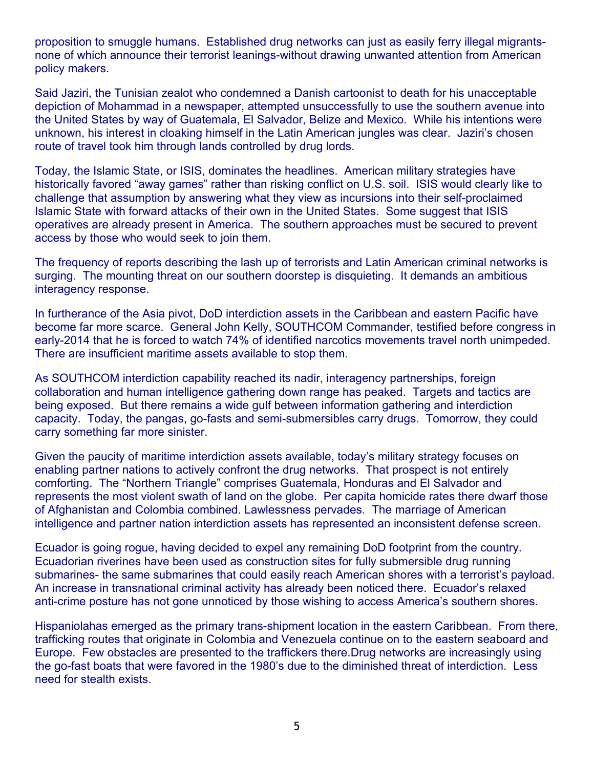proposition to smuggle humans. Established drug networks can just as easily ferry illegal migrants-none of which announce their terrorist leanings-without drawing unwanted attention from American policy makers.

Said Jaziri, the Tunisian zealot who condemned a Danish cartoonist to death for his unacceptable depiction of Mohammad in a newspaper, attempted unsuccessfully to use the southern avenue into the United States by way of Guatemala, El Salvador, Belize and Mexico. While his intentions were unknown, his interest in cloaking himself in the Latin American jungles was clear. Jaziri's chosen route of travel took him through lands controlled by drug lords.

Today, the Islamic State, or ISIS, dominates the headlines. American military strategies have historically favored "away games" rather than risking conflict on U.S. soil. ISIS would clearly like to challenge that assumption by answering what they view as incursions into their self-proclaimed Islamic State with forward attacks of their own in the United States. Some suggest that ISIS operatives are already present in America. The southern approaches must be secured to prevent access by those who would seek to join them.

The frequency of reports describing the lash up of terrorists and Latin American criminal networks is surging. The mounting threat on our southern doorstep is disquieting. It demands an ambitious interagency response.

In furtherance of the Asia pivot, DoD interdiction assets in the Caribbean and eastern Pacific have become far more scarce. General John Kelly, SOUTHCOM Commander, testified before congress in early-2014 that he is forced to watch 74% of identified narcotics movements travel north unimpeded. There are insufficient maritime assets available to stop them.

As SOUTHCOM interdiction capability reached its nadir, interagency partnerships, foreign collaboration and human intelligence gathering down range has peaked. Targets and tactics are being exposed. But there remains a wide gulf between information gathering and interdiction capacity. Today, the pangas, go-fasts and semi-submersibles carry drugs. Tomorrow, they could carry something far more sinister.

Given the paucity of maritime interdiction assets available, today's military strategy focuses on enabling partner nations to actively confront the drug networks. That prospect is not entirely comforting. The "Northern Triangle" comprises Guatemala, Honduras and El Salvador and represents the most violent swath of land on the globe. Per capita homicide rates there dwarf those of Afghanistan and Colombia combined. Lawlessness pervades. The marriage of American intelligence and partner nation interdiction assets has represented an inconsistent defense screen.

Ecuador is going rogue, having decided to expel any remaining DoD footprint from the country. Ecuadorian riverines have been used as construction sites for fully submersible drug running submarines- the same submarines that could easily reach American shores with a terrorist's payload. An increase in transnational criminal activity has already been noticed there. Ecuador's relaxed anti-crime posture has not gone unnoticed by those wishing to access America's southern shores.

Hispaniolahas emerged as the primary trans-shipment location in the eastern Caribbean. From there, trafficking routes that originate in Colombia and Venezuela continue on to the eastern seaboard and Europe. Few obstacles are presented to the traffickers there.Drug networks are increasingly using the go-fast boats that were favored in the 1980's due to the diminished threat of interdiction. Less need for stealth exists.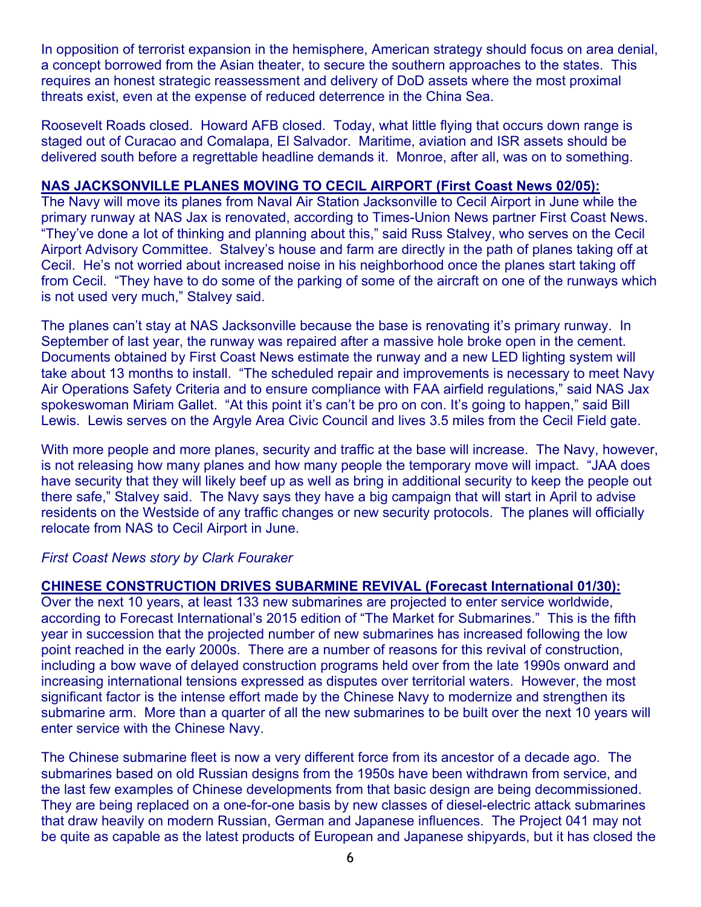In opposition of terrorist expansion in the hemisphere, American strategy should focus on area denial, a concept borrowed from the Asian theater, to secure the southern approaches to the states. This requires an honest strategic reassessment and delivery of DoD assets where the most proximal threats exist, even at the expense of reduced deterrence in the China Sea.

Roosevelt Roads closed. Howard AFB closed. Today, what little flying that occurs down range is staged out of Curacao and Comalapa, El Salvador. Maritime, aviation and ISR assets should be delivered south before a regrettable headline demands it. Monroe, after all, was on to something.

**NAS JACKSONVILLE PLANES MOVING TO CECIL AIRPORT (First Coast News 02/05):**
The Navy will move its planes from Naval Air Station Jacksonville to Cecil Airport in June while the primary runway at NAS Jax is renovated, according to Times-Union News partner First Coast News. “They’ve done a lot of thinking and planning about this,” said Russ Stalvey, who serves on the Cecil Airport Advisory Committee. Stalvey’s house and farm are directly in the path of planes taking off at Cecil. He’s not worried about increased noise in his neighborhood once the planes start taking off from Cecil. “They have to do some of the parking of some of the aircraft on one of the runways which is not used very much,” Stalvey said.

The planes can’t stay at NAS Jacksonville because the base is renovating it’s primary runway. In September of last year, the runway was repaired after a massive hole broke open in the cement. Documents obtained by First Coast News estimate the runway and a new LED lighting system will take about 13 months to install. “The scheduled repair and improvements is necessary to meet Navy Air Operations Safety Criteria and to ensure compliance with FAA airfield regulations,” said NAS Jax spokeswoman Miriam Gallet. “At this point it’s can’t be pro on con. It’s going to happen,” said Bill Lewis. Lewis serves on the Argyle Area Civic Council and lives 3.5 miles from the Cecil Field gate.

With more people and more planes, security and traffic at the base will increase. The Navy, however, is not releasing how many planes and how many people the temporary move will impact. “JAA does have security that they will likely beef up as well as bring in additional security to keep the people out there safe,” Stalvey said. The Navy says they have a big campaign that will start in April to advise residents on the Westside of any traffic changes or new security protocols. The planes will officially relocate from NAS to Cecil Airport in June.

*First Coast News story by Clark Fouraker*

**CHINESE CONSTRUCTION DRIVES SUBARMINE REVIVAL (Forecast International 01/30):**
Over the next 10 years, at least 133 new submarines are projected to enter service worldwide, according to Forecast International’s 2015 edition of “The Market for Submarines.” This is the fifth year in succession that the projected number of new submarines has increased following the low point reached in the early 2000s. There are a number of reasons for this revival of construction, including a bow wave of delayed construction programs held over from the late 1990s onward and increasing international tensions expressed as disputes over territorial waters. However, the most significant factor is the intense effort made by the Chinese Navy to modernize and strengthen its submarine arm. More than a quarter of all the new submarines to be built over the next 10 years will enter service with the Chinese Navy.

The Chinese submarine fleet is now a very different force from its ancestor of a decade ago. The submarines based on old Russian designs from the 1950s have been withdrawn from service, and the last few examples of Chinese developments from that basic design are being decommissioned. They are being replaced on a one-for-one basis by new classes of diesel-electric attack submarines that draw heavily on modern Russian, German and Japanese influences. The Project 041 may not be quite as capable as the latest products of European and Japanese shipyards, but it has closed the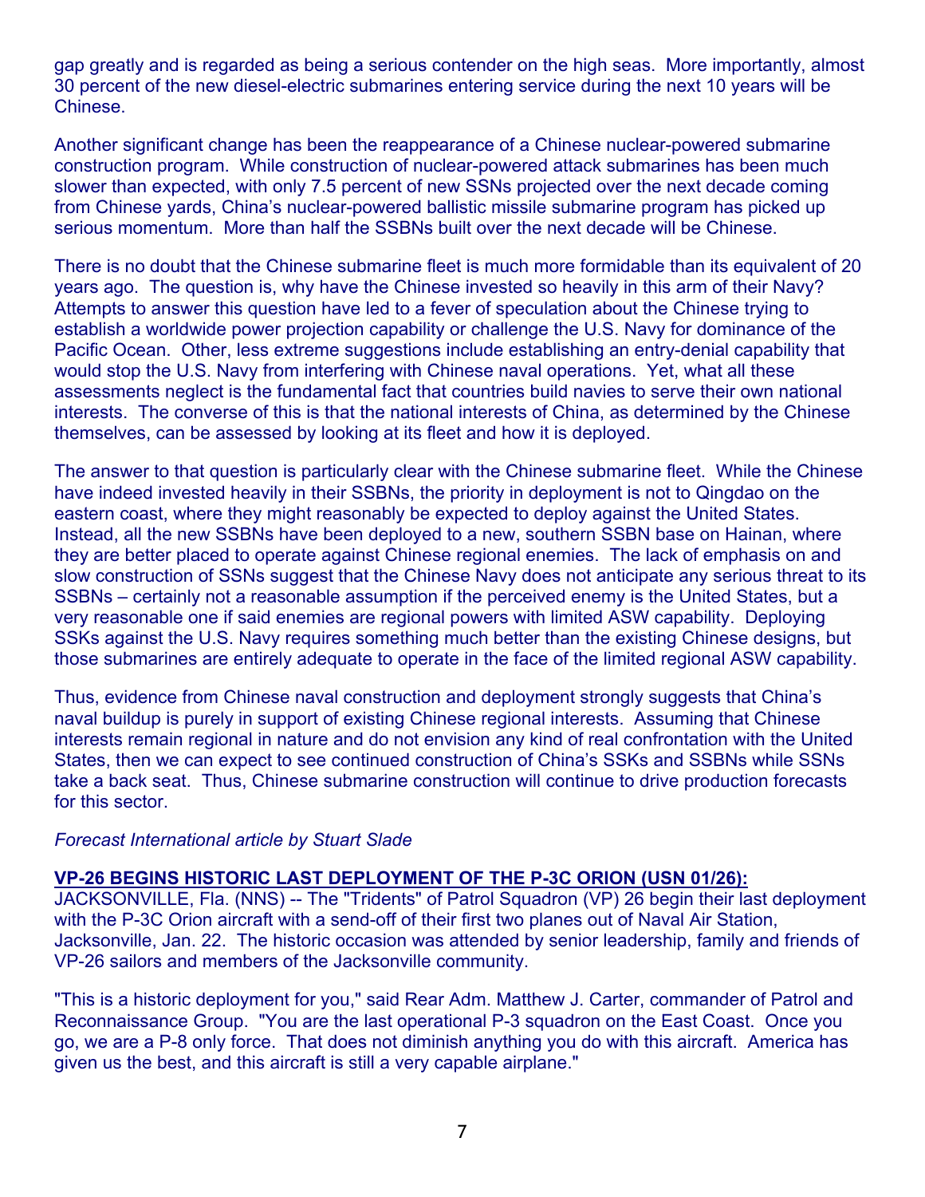gap greatly and is regarded as being a serious contender on the high seas. More importantly, almost 30 percent of the new diesel-electric submarines entering service during the next 10 years will be Chinese.

Another significant change has been the reappearance of a Chinese nuclear-powered submarine construction program. While construction of nuclear-powered attack submarines has been much slower than expected, with only 7.5 percent of new SSNs projected over the next decade coming from Chinese yards, China's nuclear-powered ballistic missile submarine program has picked up serious momentum. More than half the SSBNs built over the next decade will be Chinese.

There is no doubt that the Chinese submarine fleet is much more formidable than its equivalent of 20 years ago. The question is, why have the Chinese invested so heavily in this arm of their Navy? Attempts to answer this question have led to a fever of speculation about the Chinese trying to establish a worldwide power projection capability or challenge the U.S. Navy for dominance of the Pacific Ocean. Other, less extreme suggestions include establishing an entry-denial capability that would stop the U.S. Navy from interfering with Chinese naval operations. Yet, what all these assessments neglect is the fundamental fact that countries build navies to serve their own national interests. The converse of this is that the national interests of China, as determined by the Chinese themselves, can be assessed by looking at its fleet and how it is deployed.

The answer to that question is particularly clear with the Chinese submarine fleet. While the Chinese have indeed invested heavily in their SSBNs, the priority in deployment is not to Qingdao on the eastern coast, where they might reasonably be expected to deploy against the United States. Instead, all the new SSBNs have been deployed to a new, southern SSBN base on Hainan, where they are better placed to operate against Chinese regional enemies. The lack of emphasis on and slow construction of SSNs suggest that the Chinese Navy does not anticipate any serious threat to its SSBNs – certainly not a reasonable assumption if the perceived enemy is the United States, but a very reasonable one if said enemies are regional powers with limited ASW capability. Deploying SSKs against the U.S. Navy requires something much better than the existing Chinese designs, but those submarines are entirely adequate to operate in the face of the limited regional ASW capability.

Thus, evidence from Chinese naval construction and deployment strongly suggests that China's naval buildup is purely in support of existing Chinese regional interests. Assuming that Chinese interests remain regional in nature and do not envision any kind of real confrontation with the United States, then we can expect to see continued construction of China's SSKs and SSBNs while SSNs take a back seat. Thus, Chinese submarine construction will continue to drive production forecasts for this sector.

*Forecast International article by Stuart Slade*

**VP-26 BEGINS HISTORIC LAST DEPLOYMENT OF THE P-3C ORION (USN 01/26):**
JACKSONVILLE, Fla. (NNS) -- The "Tridents" of Patrol Squadron (VP) 26 begin their last deployment with the P-3C Orion aircraft with a send-off of their first two planes out of Naval Air Station, Jacksonville, Jan. 22. The historic occasion was attended by senior leadership, family and friends of VP-26 sailors and members of the Jacksonville community.

"This is a historic deployment for you," said Rear Adm. Matthew J. Carter, commander of Patrol and Reconnaissance Group. "You are the last operational P-3 squadron on the East Coast. Once you go, we are a P-8 only force. That does not diminish anything you do with this aircraft. America has given us the best, and this aircraft is still a very capable airplane."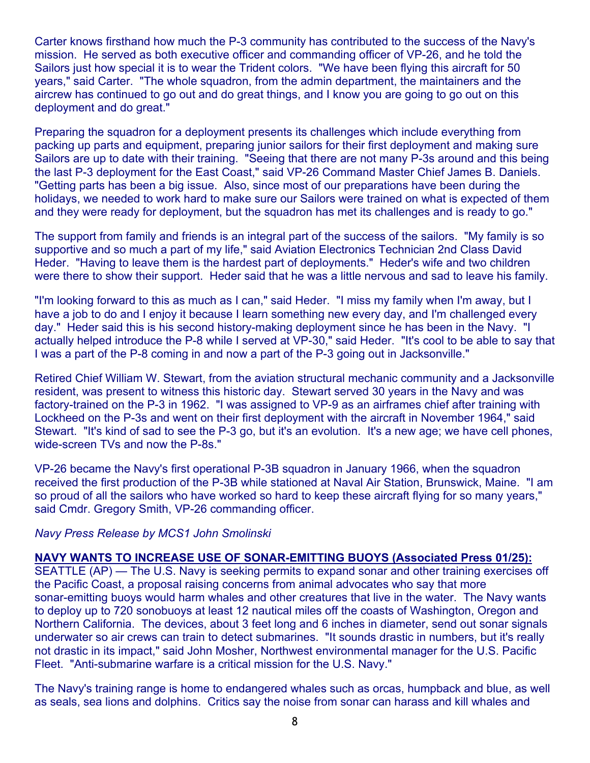Carter knows firsthand how much the P-3 community has contributed to the success of the Navy's mission. He served as both executive officer and commanding officer of VP-26, and he told the Sailors just how special it is to wear the Trident colors. "We have been flying this aircraft for 50 years," said Carter. "The whole squadron, from the admin department, the maintainers and the aircrew has continued to go out and do great things, and I know you are going to go out on this deployment and do great."

Preparing the squadron for a deployment presents its challenges which include everything from packing up parts and equipment, preparing junior sailors for their first deployment and making sure Sailors are up to date with their training. "Seeing that there are not many P-3s around and this being the last P-3 deployment for the East Coast," said VP-26 Command Master Chief James B. Daniels. "Getting parts has been a big issue. Also, since most of our preparations have been during the holidays, we needed to work hard to make sure our Sailors were trained on what is expected of them and they were ready for deployment, but the squadron has met its challenges and is ready to go."

The support from family and friends is an integral part of the success of the sailors. "My family is so supportive and so much a part of my life," said Aviation Electronics Technician 2nd Class David Heder. "Having to leave them is the hardest part of deployments." Heder's wife and two children were there to show their support. Heder said that he was a little nervous and sad to leave his family.

"I'm looking forward to this as much as I can," said Heder. "I miss my family when I'm away, but I have a job to do and I enjoy it because I learn something new every day, and I'm challenged every day." Heder said this is his second history-making deployment since he has been in the Navy. "I actually helped introduce the P-8 while I served at VP-30," said Heder. "It's cool to be able to say that I was a part of the P-8 coming in and now a part of the P-3 going out in Jacksonville."

Retired Chief William W. Stewart, from the aviation structural mechanic community and a Jacksonville resident, was present to witness this historic day. Stewart served 30 years in the Navy and was factory-trained on the P-3 in 1962. "I was assigned to VP-9 as an airframes chief after training with Lockheed on the P-3s and went on their first deployment with the aircraft in November 1964," said Stewart. "It's kind of sad to see the P-3 go, but it's an evolution. It's a new age; we have cell phones, wide-screen TVs and now the P-8s."

VP-26 became the Navy's first operational P-3B squadron in January 1966, when the squadron received the first production of the P-3B while stationed at Naval Air Station, Brunswick, Maine. "I am so proud of all the sailors who have worked so hard to keep these aircraft flying for so many years," said Cmdr. Gregory Smith, VP-26 commanding officer.

*Navy Press Release by MCS1 John Smolinski*

**NAVY WANTS TO INCREASE USE OF SONAR-EMITTING BUOYS (Associated Press 01/25):**

SEATTLE (AP) — The U.S. Navy is seeking permits to expand sonar and other training exercises off the Pacific Coast, a proposal raising concerns from animal advocates who say that more sonar-emitting buoys would harm whales and other creatures that live in the water. The Navy wants to deploy up to 720 sonobuoys at least 12 nautical miles off the coasts of Washington, Oregon and Northern California. The devices, about 3 feet long and 6 inches in diameter, send out sonar signals underwater so air crews can train to detect submarines. "It sounds drastic in numbers, but it's really not drastic in its impact," said John Mosher, Northwest environmental manager for the U.S. Pacific Fleet. "Anti-submarine warfare is a critical mission for the U.S. Navy."

The Navy's training range is home to endangered whales such as orcas, humpback and blue, as well as seals, sea lions and dolphins. Critics say the noise from sonar can harass and kill whales and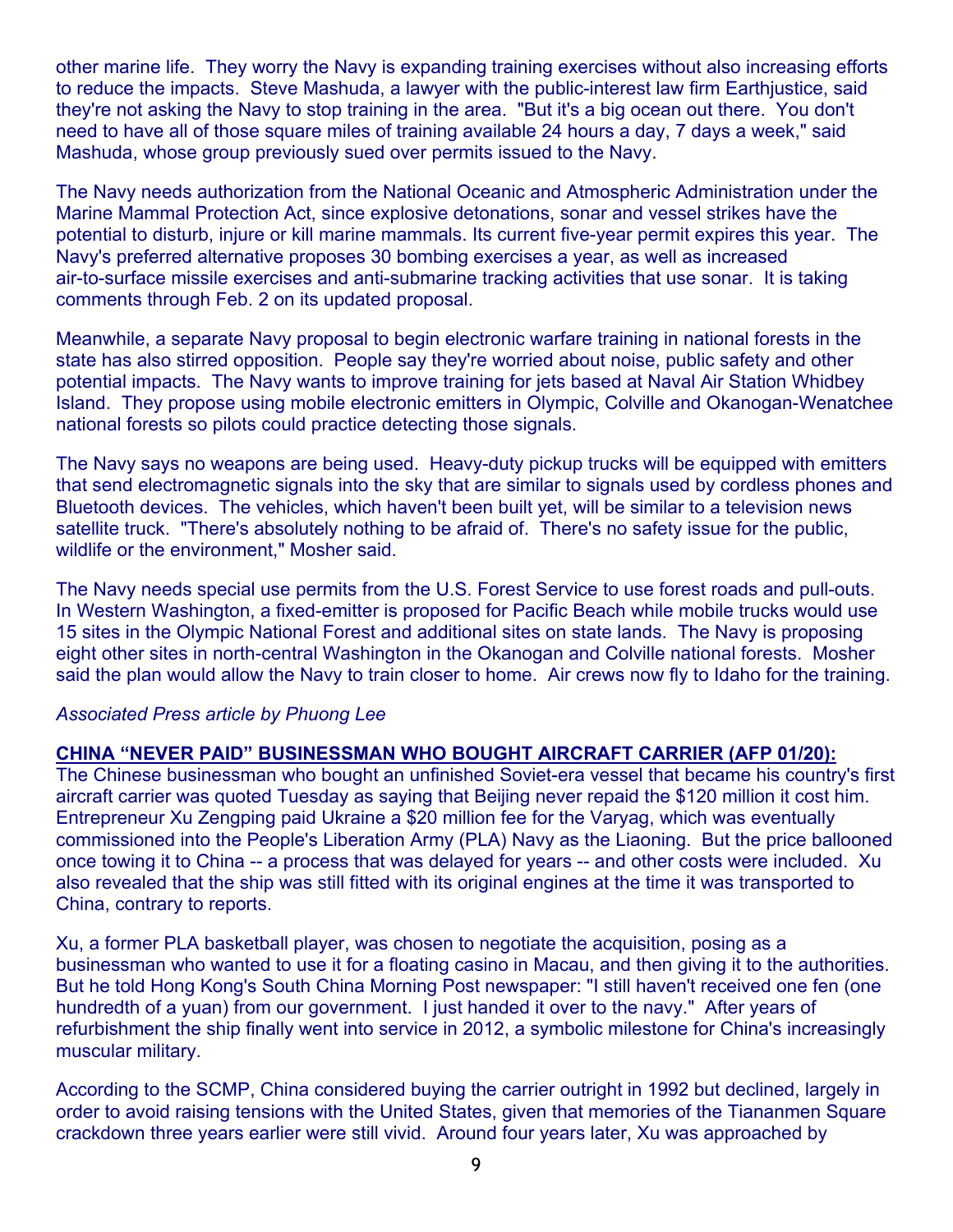other marine life. They worry the Navy is expanding training exercises without also increasing efforts to reduce the impacts. Steve Mashuda, a lawyer with the public-interest law firm Earthjustice, said they're not asking the Navy to stop training in the area. "But it's a big ocean out there. You don't need to have all of those square miles of training available 24 hours a day, 7 days a week," said Mashuda, whose group previously sued over permits issued to the Navy.

The Navy needs authorization from the National Oceanic and Atmospheric Administration under the Marine Mammal Protection Act, since explosive detonations, sonar and vessel strikes have the potential to disturb, injure or kill marine mammals. Its current five-year permit expires this year. The Navy's preferred alternative proposes 30 bombing exercises a year, as well as increased air-to-surface missile exercises and anti-submarine tracking activities that use sonar. It is taking comments through Feb. 2 on its updated proposal.

Meanwhile, a separate Navy proposal to begin electronic warfare training in national forests in the state has also stirred opposition. People say they're worried about noise, public safety and other potential impacts. The Navy wants to improve training for jets based at Naval Air Station Whidbey Island. They propose using mobile electronic emitters in Olympic, Colville and Okanogan-Wenatchee national forests so pilots could practice detecting those signals.

The Navy says no weapons are being used. Heavy-duty pickup trucks will be equipped with emitters that send electromagnetic signals into the sky that are similar to signals used by cordless phones and Bluetooth devices. The vehicles, which haven't been built yet, will be similar to a television news satellite truck. "There's absolutely nothing to be afraid of. There's no safety issue for the public, wildlife or the environment," Mosher said.

The Navy needs special use permits from the U.S. Forest Service to use forest roads and pull-outs. In Western Washington, a fixed-emitter is proposed for Pacific Beach while mobile trucks would use 15 sites in the Olympic National Forest and additional sites on state lands. The Navy is proposing eight other sites in north-central Washington in the Okanogan and Colville national forests. Mosher said the plan would allow the Navy to train closer to home. Air crews now fly to Idaho for the training.

*Associated Press article by Phuong Lee*

**CHINA "NEVER PAID" BUSINESSMAN WHO BOUGHT AIRCRAFT CARRIER (AFP 01/20):**

The Chinese businessman who bought an unfinished Soviet-era vessel that became his country's first aircraft carrier was quoted Tuesday as saying that Beijing never repaid the $120 million it cost him. Entrepreneur Xu Zengping paid Ukraine a $20 million fee for the Varyag, which was eventually commissioned into the People's Liberation Army (PLA) Navy as the Liaoning. But the price ballooned once towing it to China -- a process that was delayed for years -- and other costs were included. Xu also revealed that the ship was still fitted with its original engines at the time it was transported to China, contrary to reports.

Xu, a former PLA basketball player, was chosen to negotiate the acquisition, posing as a businessman who wanted to use it for a floating casino in Macau, and then giving it to the authorities. But he told Hong Kong's South China Morning Post newspaper: "I still haven't received one fen (one hundredth of a yuan) from our government. I just handed it over to the navy." After years of refurbishment the ship finally went into service in 2012, a symbolic milestone for China's increasingly muscular military.

According to the SCMP, China considered buying the carrier outright in 1992 but declined, largely in order to avoid raising tensions with the United States, given that memories of the Tiananmen Square crackdown three years earlier were still vivid. Around four years later, Xu was approached by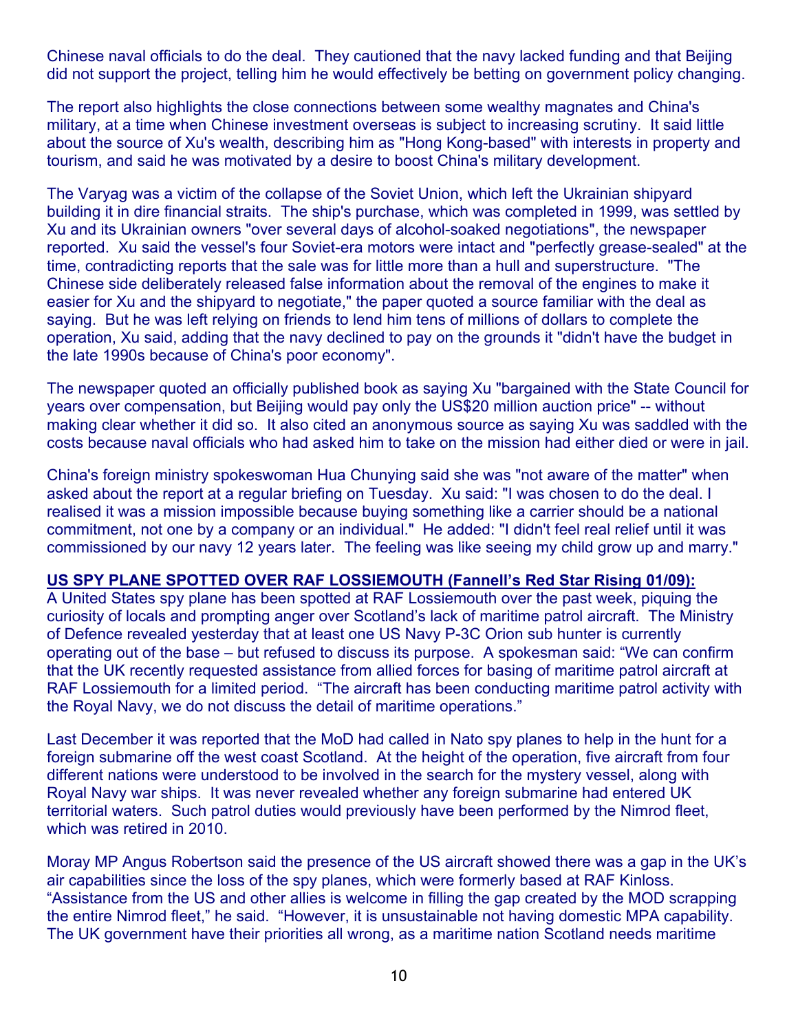Chinese naval officials to do the deal. They cautioned that the navy lacked funding and that Beijing did not support the project, telling him he would effectively be betting on government policy changing.

The report also highlights the close connections between some wealthy magnates and China's military, at a time when Chinese investment overseas is subject to increasing scrutiny. It said little about the source of Xu's wealth, describing him as "Hong Kong-based" with interests in property and tourism, and said he was motivated by a desire to boost China's military development.

The Varyag was a victim of the collapse of the Soviet Union, which left the Ukrainian shipyard building it in dire financial straits. The ship's purchase, which was completed in 1999, was settled by Xu and its Ukrainian owners "over several days of alcohol-soaked negotiations", the newspaper reported. Xu said the vessel's four Soviet-era motors were intact and "perfectly grease-sealed" at the time, contradicting reports that the sale was for little more than a hull and superstructure. "The Chinese side deliberately released false information about the removal of the engines to make it easier for Xu and the shipyard to negotiate," the paper quoted a source familiar with the deal as saying. But he was left relying on friends to lend him tens of millions of dollars to complete the operation, Xu said, adding that the navy declined to pay on the grounds it "didn't have the budget in the late 1990s because of China's poor economy".

The newspaper quoted an officially published book as saying Xu "bargained with the State Council for years over compensation, but Beijing would pay only the US$20 million auction price" -- without making clear whether it did so. It also cited an anonymous source as saying Xu was saddled with the costs because naval officials who had asked him to take on the mission had either died or were in jail.

China's foreign ministry spokeswoman Hua Chunying said she was "not aware of the matter" when asked about the report at a regular briefing on Tuesday. Xu said: "I was chosen to do the deal. I realised it was a mission impossible because buying something like a carrier should be a national commitment, not one by a company or an individual." He added: "I didn't feel real relief until it was commissioned by our navy 12 years later. The feeling was like seeing my child grow up and marry."

**US SPY PLANE SPOTTED OVER RAF LOSSIEMOUTH (Fannell's Red Star Rising 01/09):**
A United States spy plane has been spotted at RAF Lossiemouth over the past week, piquing the curiosity of locals and prompting anger over Scotland's lack of maritime patrol aircraft. The Ministry of Defence revealed yesterday that at least one US Navy P-3C Orion sub hunter is currently operating out of the base – but refused to discuss its purpose. A spokesman said: "We can confirm that the UK recently requested assistance from allied forces for basing of maritime patrol aircraft at RAF Lossiemouth for a limited period. "The aircraft has been conducting maritime patrol activity with the Royal Navy, we do not discuss the detail of maritime operations."

Last December it was reported that the MoD had called in Nato spy planes to help in the hunt for a foreign submarine off the west coast Scotland. At the height of the operation, five aircraft from four different nations were understood to be involved in the search for the mystery vessel, along with Royal Navy war ships. It was never revealed whether any foreign submarine had entered UK territorial waters. Such patrol duties would previously have been performed by the Nimrod fleet, which was retired in 2010.

Moray MP Angus Robertson said the presence of the US aircraft showed there was a gap in the UK's air capabilities since the loss of the spy planes, which were formerly based at RAF Kinloss. "Assistance from the US and other allies is welcome in filling the gap created by the MOD scrapping the entire Nimrod fleet," he said. "However, it is unsustainable not having domestic MPA capability. The UK government have their priorities all wrong, as a maritime nation Scotland needs maritime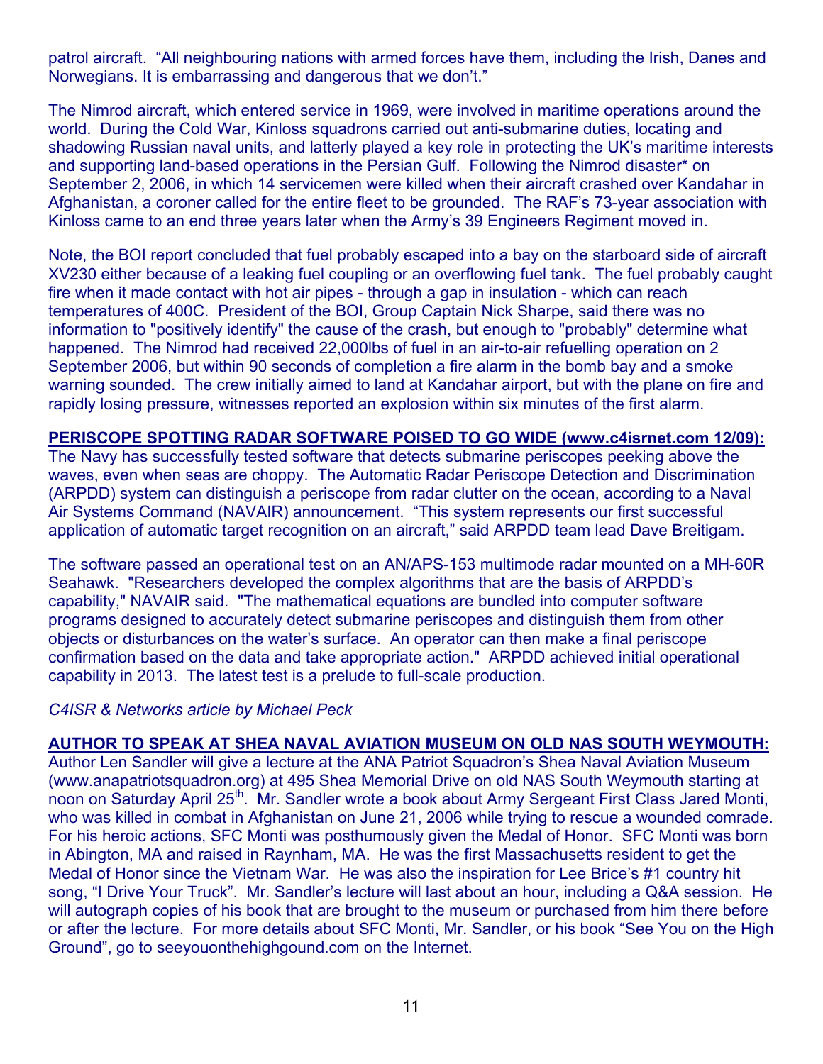patrol aircraft. "All neighbouring nations with armed forces have them, including the Irish, Danes and Norwegians. It is embarrassing and dangerous that we don't."

The Nimrod aircraft, which entered service in 1969, were involved in maritime operations around the world. During the Cold War, Kinloss squadrons carried out anti-submarine duties, locating and shadowing Russian naval units, and latterly played a key role in protecting the UK's maritime interests and supporting land-based operations in the Persian Gulf. Following the Nimrod disaster* on September 2, 2006, in which 14 servicemen were killed when their aircraft crashed over Kandahar in Afghanistan, a coroner called for the entire fleet to be grounded. The RAF's 73-year association with Kinloss came to an end three years later when the Army's 39 Engineers Regiment moved in.

Note, the BOI report concluded that fuel probably escaped into a bay on the starboard side of aircraft XV230 either because of a leaking fuel coupling or an overflowing fuel tank. The fuel probably caught fire when it made contact with hot air pipes - through a gap in insulation - which can reach temperatures of 400C. President of the BOI, Group Captain Nick Sharpe, said there was no information to "positively identify" the cause of the crash, but enough to "probably" determine what happened. The Nimrod had received 22,000lbs of fuel in an air-to-air refuelling operation on 2 September 2006, but within 90 seconds of completion a fire alarm in the bomb bay and a smoke warning sounded. The crew initially aimed to land at Kandahar airport, but with the plane on fire and rapidly losing pressure, witnesses reported an explosion within six minutes of the first alarm.

**PERISCOPE SPOTTING RADAR SOFTWARE POISED TO GO WIDE (www.c4isrnet.com 12/09):**
The Navy has successfully tested software that detects submarine periscopes peeking above the waves, even when seas are choppy. The Automatic Radar Periscope Detection and Discrimination (ARPDD) system can distinguish a periscope from radar clutter on the ocean, according to a Naval Air Systems Command (NAVAIR) announcement. "This system represents our first successful application of automatic target recognition on an aircraft," said ARPDD team lead Dave Breitigam.

The software passed an operational test on an AN/APS-153 multimode radar mounted on a MH-60R Seahawk. "Researchers developed the complex algorithms that are the basis of ARPDD's capability," NAVAIR said. "The mathematical equations are bundled into computer software programs designed to accurately detect submarine periscopes and distinguish them from other objects or disturbances on the water's surface. An operator can then make a final periscope confirmation based on the data and take appropriate action." ARPDD achieved initial operational capability in 2013. The latest test is a prelude to full-scale production.

*C4ISR & Networks article by Michael Peck*

**AUTHOR TO SPEAK AT SHEA NAVAL AVIATION MUSEUM ON OLD NAS SOUTH WEYMOUTH:**
Author Len Sandler will give a lecture at the ANA Patriot Squadron's Shea Naval Aviation Museum (www.anapatriotsquadron.org) at 495 Shea Memorial Drive on old NAS South Weymouth starting at noon on Saturday April 25th. Mr. Sandler wrote a book about Army Sergeant First Class Jared Monti, who was killed in combat in Afghanistan on June 21, 2006 while trying to rescue a wounded comrade. For his heroic actions, SFC Monti was posthumously given the Medal of Honor. SFC Monti was born in Abington, MA and raised in Raynham, MA. He was the first Massachusetts resident to get the Medal of Honor since the Vietnam War. He was also the inspiration for Lee Brice's #1 country hit song, "I Drive Your Truck". Mr. Sandler's lecture will last about an hour, including a Q&A session. He will autograph copies of his book that are brought to the museum or purchased from him there before or after the lecture. For more details about SFC Monti, Mr. Sandler, or his book "See You on the High Ground", go to seeyouonthehighgound.com on the Internet.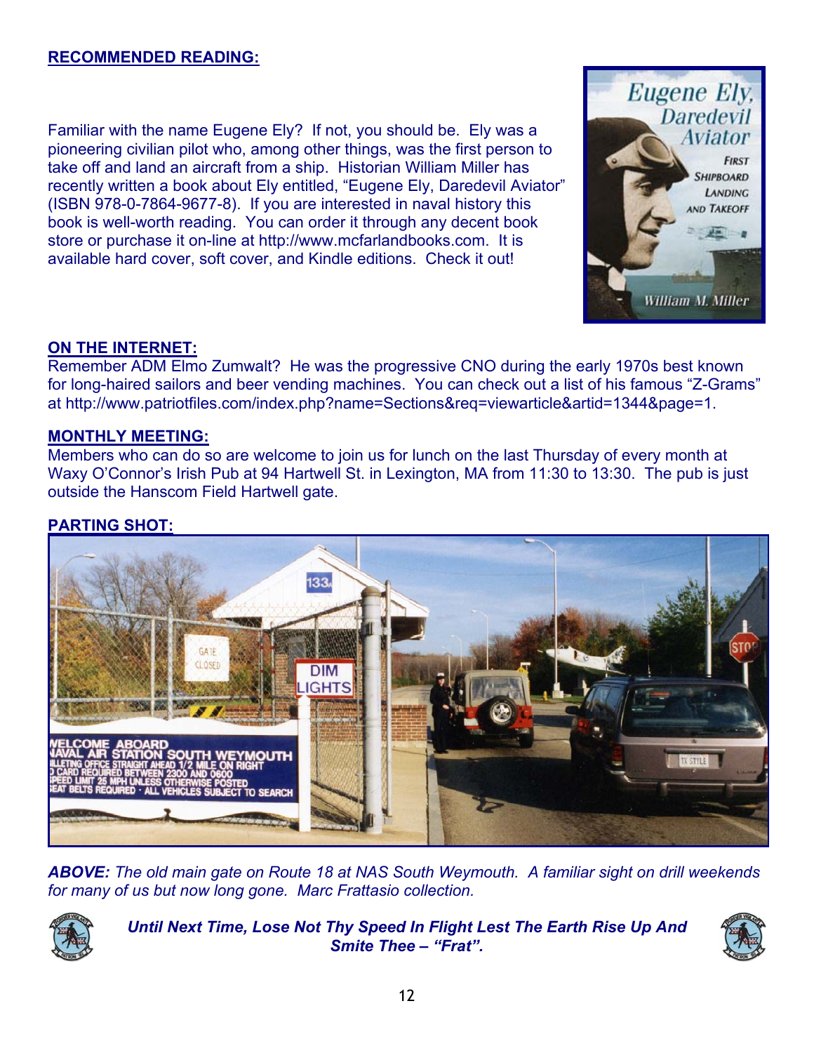**RECOMMENDED READING:**

Familiar with the name Eugene Ely? If not, you should be. Ely was a pioneering civilian pilot who, among other things, was the first person to take off and land an aircraft from a ship. Historian William Miller has recently written a book about Ely entitled, "Eugene Ely, Daredevil Aviator" (ISBN 978-0-7864-9677-8). If you are interested in naval history this book is well-worth reading. You can order it through any decent book store or purchase it on-line at http://www.mcfarlandbooks.com. It is available hard cover, soft cover, and Kindle editions. Check it out!

**ON THE INTERNET:**

Remember ADM Elmo Zumwalt? He was the progressive CNO during the early 1970s best known for long-haired sailors and beer vending machines. You can check out a list of his famous "Z-Grams" at http://www.patriotfiles.com/index.php?name=Sections&req=viewarticle&artid=1344&page=1.

**MONTHLY MEETING:**

Members who can do so are welcome to join us for lunch on the last Thursday of every month at Waxy O'Connor's Irish Pub at 94 Hartwell St. in Lexington, MA from 11:30 to 13:30. The pub is just outside the Hanscom Field Hartwell gate.

**PARTING SHOT:**

***ABOVE:*** *The old main gate on Route 18 at NAS South Weymouth. A familiar sight on drill weekends for many of us but now long gone. Marc Frattasio collection.*

***Until Next Time, Lose Not Thy Speed In Flight Lest The Earth Rise Up And Smite Thee – "Frat".***